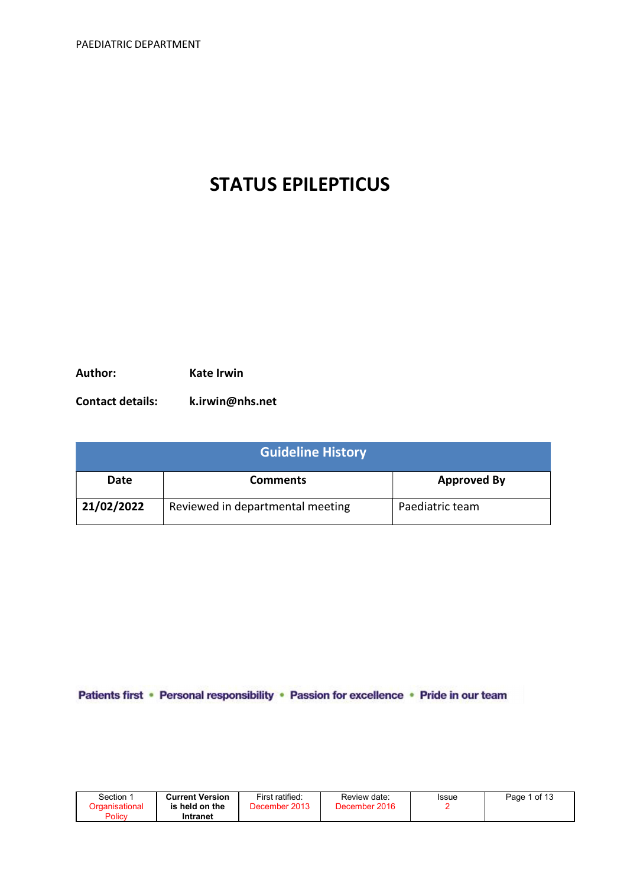# STATUS EPILEPTICUS

**Author:** Kate Irwin

**Contact details:** k.irwin@nhs.net

| Guideline History | | |
|---|---|---|
| **Date** | **Comments** | **Approved By** |
| **21/02/2022** | Reviewed in departmental meeting | Paediatric team |

Patients first • Personal responsibility • Passion for excellence • Pride in our team

| Section 1 Organisational Policy | Current Version is held on the Intranet | First ratified: December 2013 | Review date: December 2016 | Issue 2 |
|---|---|---|---|---|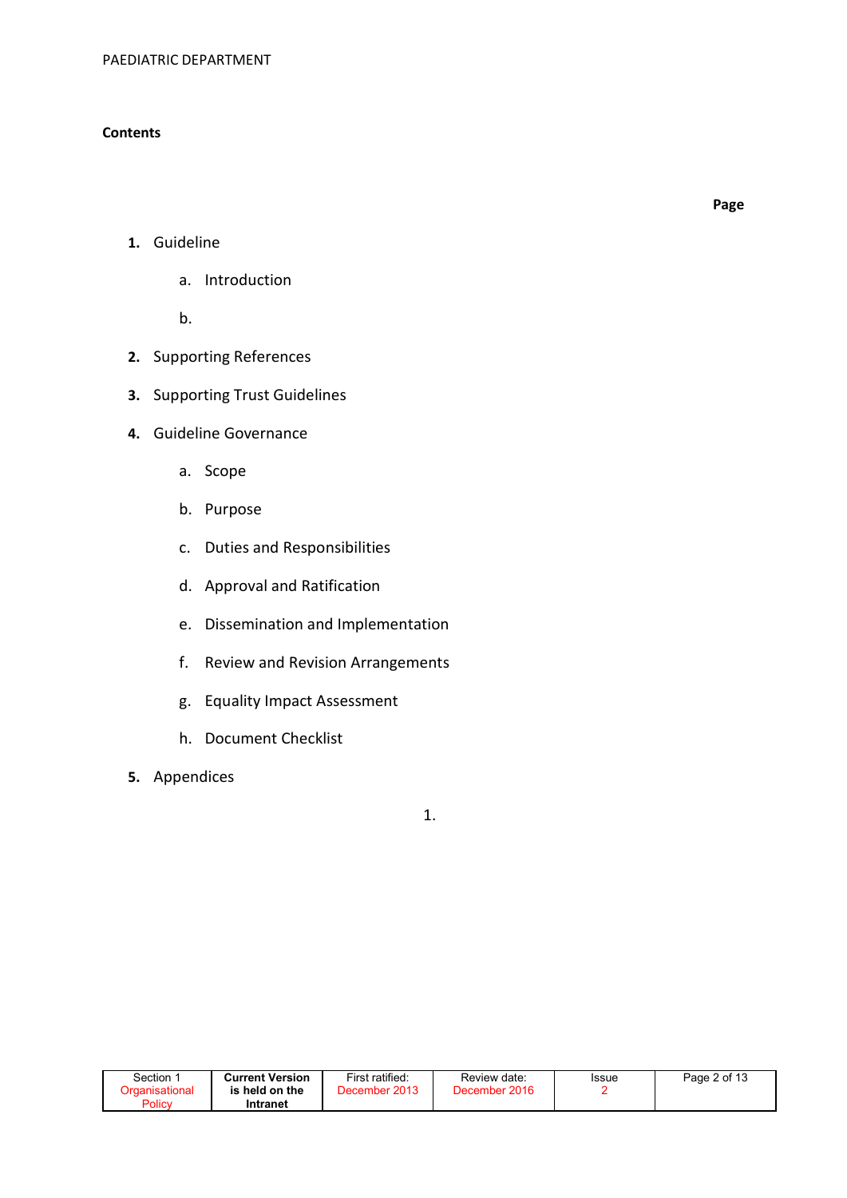**Contents**

**Page**

1. Guideline
    a. Introduction
    b.
2. Supporting References
3. Supporting Trust Guidelines
4. Guideline Governance
    a. Scope
    b. Purpose
    c. Duties and Responsibilities
    d. Approval and Ratification
    e. Dissemination and Implementation
    f. Review and Revision Arrangements
    g. Equality Impact Assessment
    h. Document Checklist
5. Appendices

1.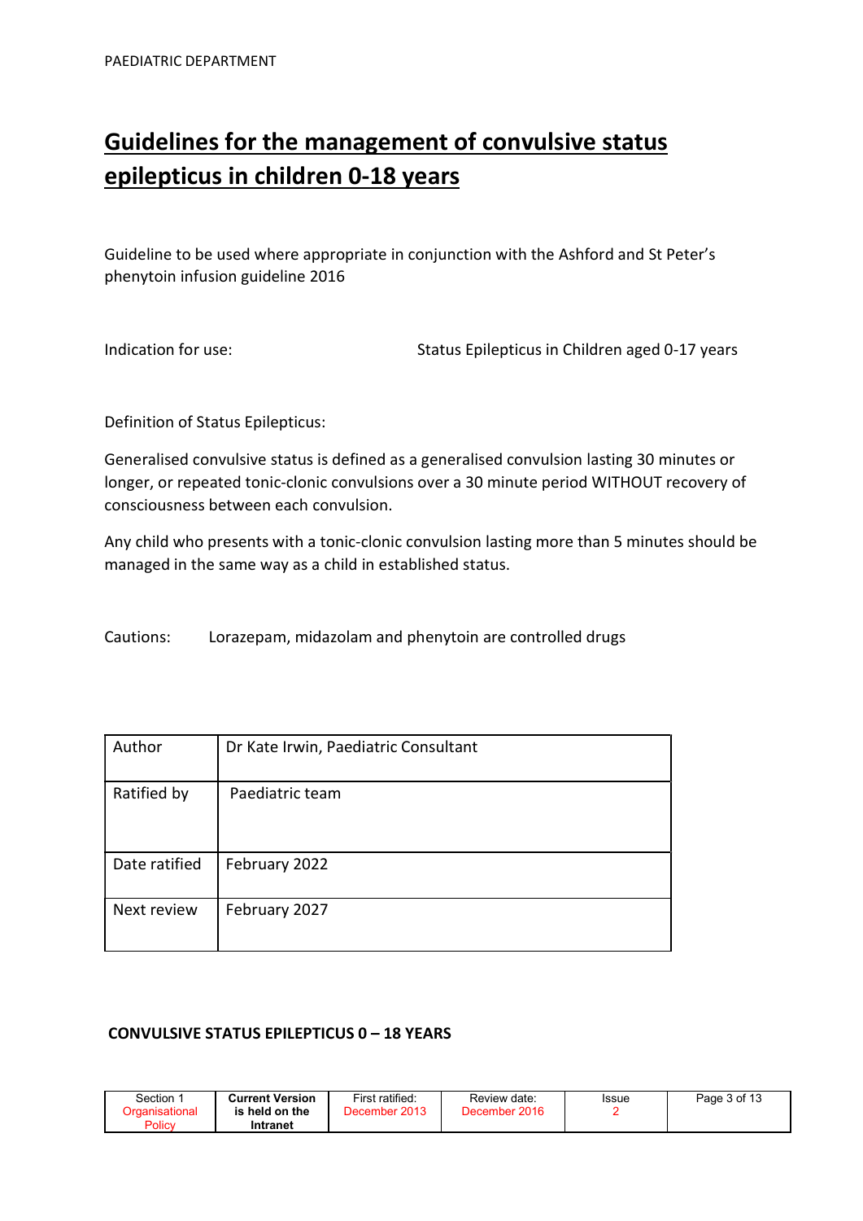# Guidelines for the management of convulsive status epilepticus in children 0-18 years

Guideline to be used where appropriate in conjunction with the Ashford and St Peter's phenytoin infusion guideline 2016

Indication for use: Status Epilepticus in Children aged 0-17 years

Definition of Status Epilepticus:

Generalised convulsive status is defined as a generalised convulsion lasting 30 minutes or longer, or repeated tonic-clonic convulsions over a 30 minute period WITHOUT recovery of consciousness between each convulsion.

Any child who presents with a tonic-clonic convulsion lasting more than 5 minutes should be managed in the same way as a child in established status.

Cautions: Lorazepam, midazolam and phenytoin are controlled drugs

| Author | Dr Kate Irwin, Paediatric Consultant |
|---|---|
| Ratified by | Paediatric team |
| Date ratified | February 2022 |
| Next review | February 2027 |

**CONVULSIVE STATUS EPILEPTICUS 0 – 18 YEARS**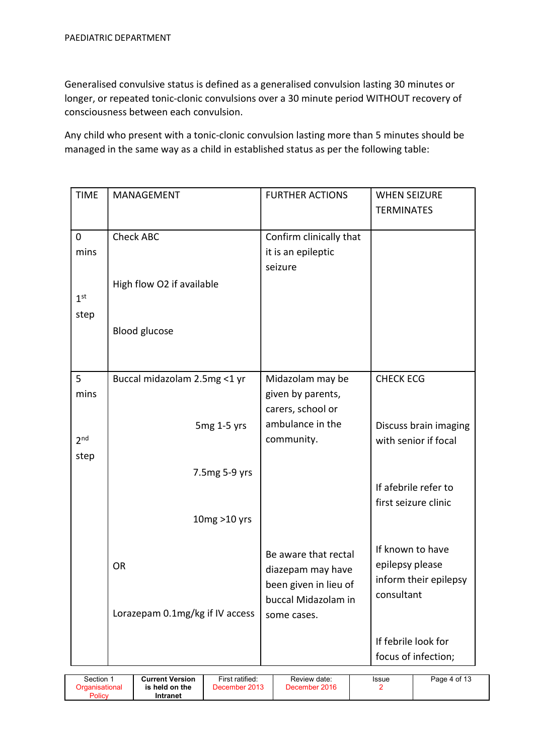Generalised convulsive status is defined as a generalised convulsion lasting 30 minutes or longer, or repeated tonic-clonic convulsions over a 30 minute period WITHOUT recovery of consciousness between each convulsion.

Any child who present with a tonic-clonic convulsion lasting more than 5 minutes should be managed in the same way as a child in established status as per the following table:

| TIME | MANAGEMENT | FURTHER ACTIONS | WHEN SEIZURE TERMINATES |
|---|---|---|---|
| 0 mins<br><br>1st step | Check ABC<br><br>High flow O2 if available<br><br>Blood glucose | Confirm clinically that it is an epileptic seizure | |
| 5 mins<br><br>2nd step | Buccal midazolam 2.5mg <1 yr<br>5mg 1-5 yrs<br>7.5mg 5-9 yrs<br>10mg >10 yrs<br><br>OR<br><br>Lorazepam 0.1mg/kg if IV access | Midazolam may be given by parents, carers, school or ambulance in the community.<br><br>Be aware that rectal diazepam may have been given in lieu of buccal Midazolam in some cases. | CHECK ECG<br><br>Discuss brain imaging with senior if focal<br><br>If afebrile refer to first seizure clinic<br><br>If known to have epilepsy please inform their epilepsy consultant<br><br>If febrile look for focus of infection; |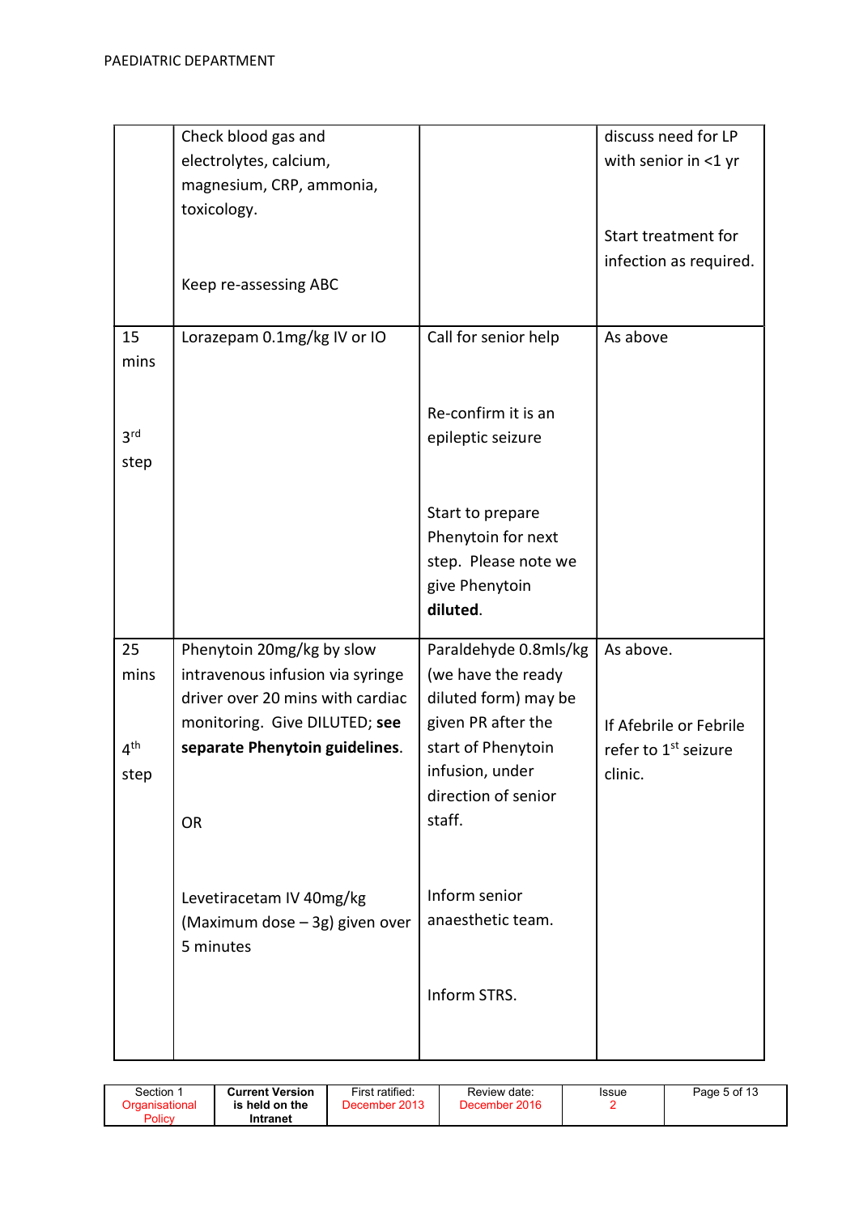| | | | |
|---|---|---|---|
| | Check blood gas and electrolytes, calcium, magnesium, CRP, ammonia, toxicology.<br><br>Keep re-assessing ABC | | discuss need for LP with senior in <1 yr<br><br>Start treatment for infection as required. |
| 15 mins<br><br>3rd step | Lorazepam 0.1mg/kg IV or IO | Call for senior help<br><br>Re-confirm it is an epileptic seizure<br><br>Start to prepare Phenytoin for next step. Please note we give Phenytoin **diluted**. | As above |
| 25 mins<br><br>4th step | Phenytoin 20mg/kg by slow intravenous infusion via syringe driver over 20 mins with cardiac monitoring. Give DILUTED; **see separate Phenytoin guidelines**.<br><br>OR<br><br>Levetiracetam IV 40mg/kg (Maximum dose – 3g) given over 5 minutes | Paraldehyde 0.8mls/kg (we have the ready diluted form) may be given PR after the start of Phenytoin infusion, under direction of senior staff.<br><br>Inform senior anaesthetic team.<br><br>Inform STRS. | As above.<br><br>If Afebrile or Febrile refer to 1st seizure clinic. |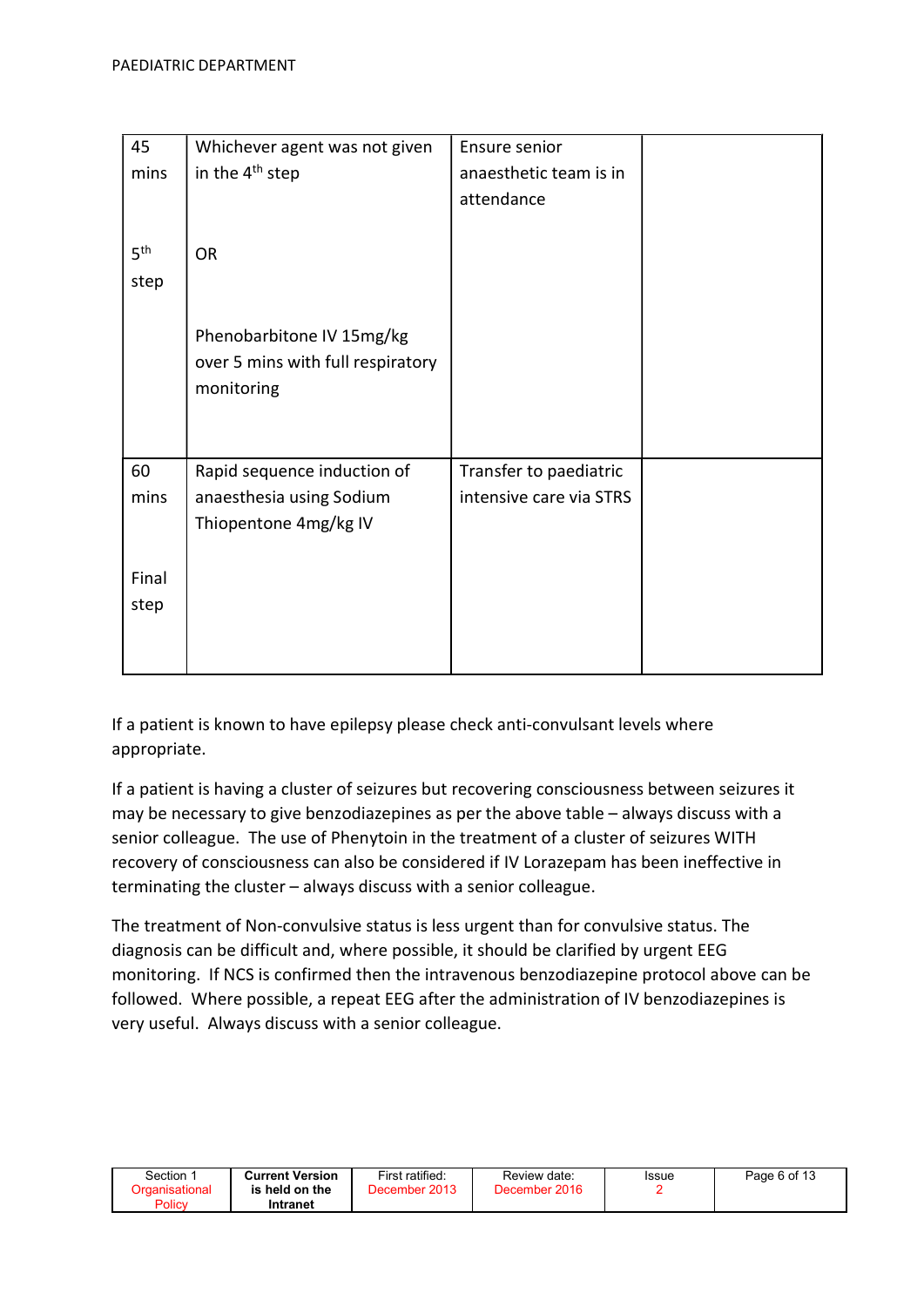| | | | |
|---|---|---|---|
| 45 mins<br><br>5th step | Whichever agent was not given in the 4th step<br><br>OR<br><br>Phenobarbitone IV 15mg/kg over 5 mins with full respiratory monitoring | Ensure senior anaesthetic team is in attendance | |
| 60 mins<br><br>Final step | Rapid sequence induction of anaesthesia using Sodium Thiopentone 4mg/kg IV | Transfer to paediatric intensive care via STRS | |

If a patient is known to have epilepsy please check anti-convulsant levels where appropriate.

If a patient is having a cluster of seizures but recovering consciousness between seizures it may be necessary to give benzodiazepines as per the above table – always discuss with a senior colleague. The use of Phenytoin in the treatment of a cluster of seizures WITH recovery of consciousness can also be considered if IV Lorazepam has been ineffective in terminating the cluster – always discuss with a senior colleague.

The treatment of Non-convulsive status is less urgent than for convulsive status. The diagnosis can be difficult and, where possible, it should be clarified by urgent EEG monitoring. If NCS is confirmed then the intravenous benzodiazepine protocol above can be followed. Where possible, a repeat EEG after the administration of IV benzodiazepines is very useful. Always discuss with a senior colleague.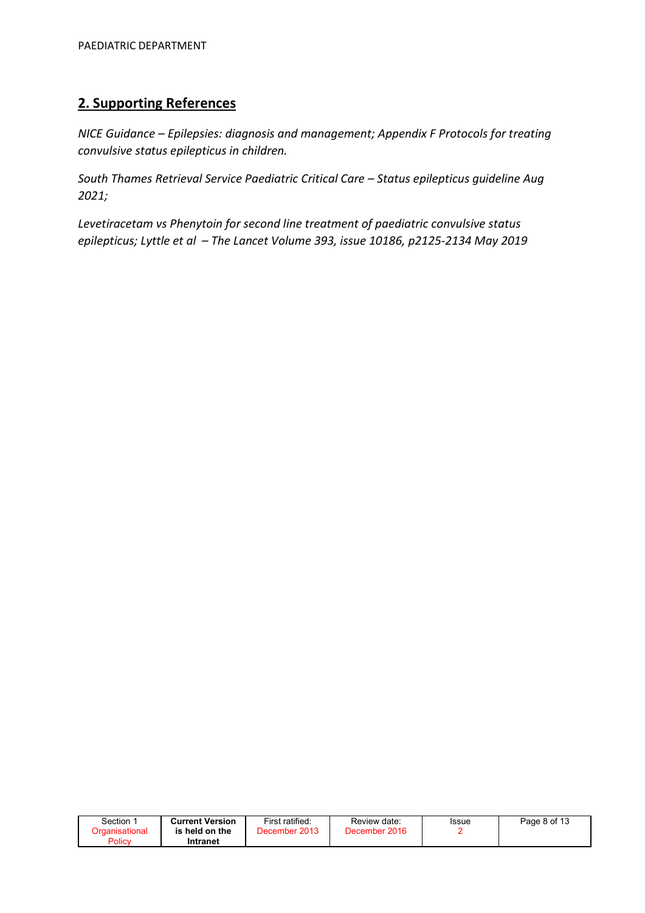## 2. Supporting References

*NICE Guidance – Epilepsies: diagnosis and management; Appendix F Protocols for treating convulsive status epilepticus in children.*

*South Thames Retrieval Service Paediatric Critical Care – Status epilepticus guideline Aug 2021;*

*Levetiracetam vs Phenytoin for second line treatment of paediatric convulsive status epilepticus; Lyttle et al – The Lancet Volume 393, issue 10186, p2125-2134 May 2019*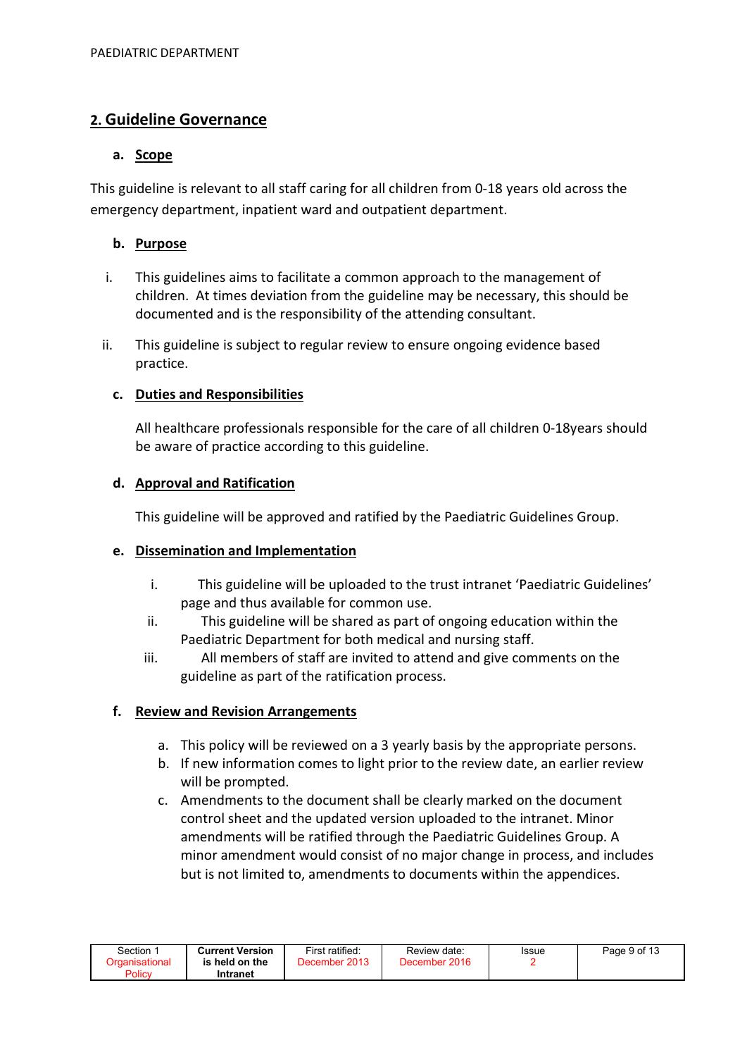## 2. Guideline Governance

### a. Scope

This guideline is relevant to all staff caring for all children from 0-18 years old across the emergency department, inpatient ward and outpatient department.

### b. Purpose

i. This guidelines aims to facilitate a common approach to the management of children. At times deviation from the guideline may be necessary, this should be documented and is the responsibility of the attending consultant.

ii. This guideline is subject to regular review to ensure ongoing evidence based practice.

### c. Duties and Responsibilities

All healthcare professionals responsible for the care of all children 0-18years should be aware of practice according to this guideline.

### d. Approval and Ratification

This guideline will be approved and ratified by the Paediatric Guidelines Group.

### e. Dissemination and Implementation

i. This guideline will be uploaded to the trust intranet 'Paediatric Guidelines' page and thus available for common use.
ii. This guideline will be shared as part of ongoing education within the Paediatric Department for both medical and nursing staff.
iii. All members of staff are invited to attend and give comments on the guideline as part of the ratification process.

### f. Review and Revision Arrangements

a. This policy will be reviewed on a 3 yearly basis by the appropriate persons.
b. If new information comes to light prior to the review date, an earlier review will be prompted.
c. Amendments to the document shall be clearly marked on the document control sheet and the updated version uploaded to the intranet. Minor amendments will be ratified through the Paediatric Guidelines Group. A minor amendment would consist of no major change in process, and includes but is not limited to, amendments to documents within the appendices.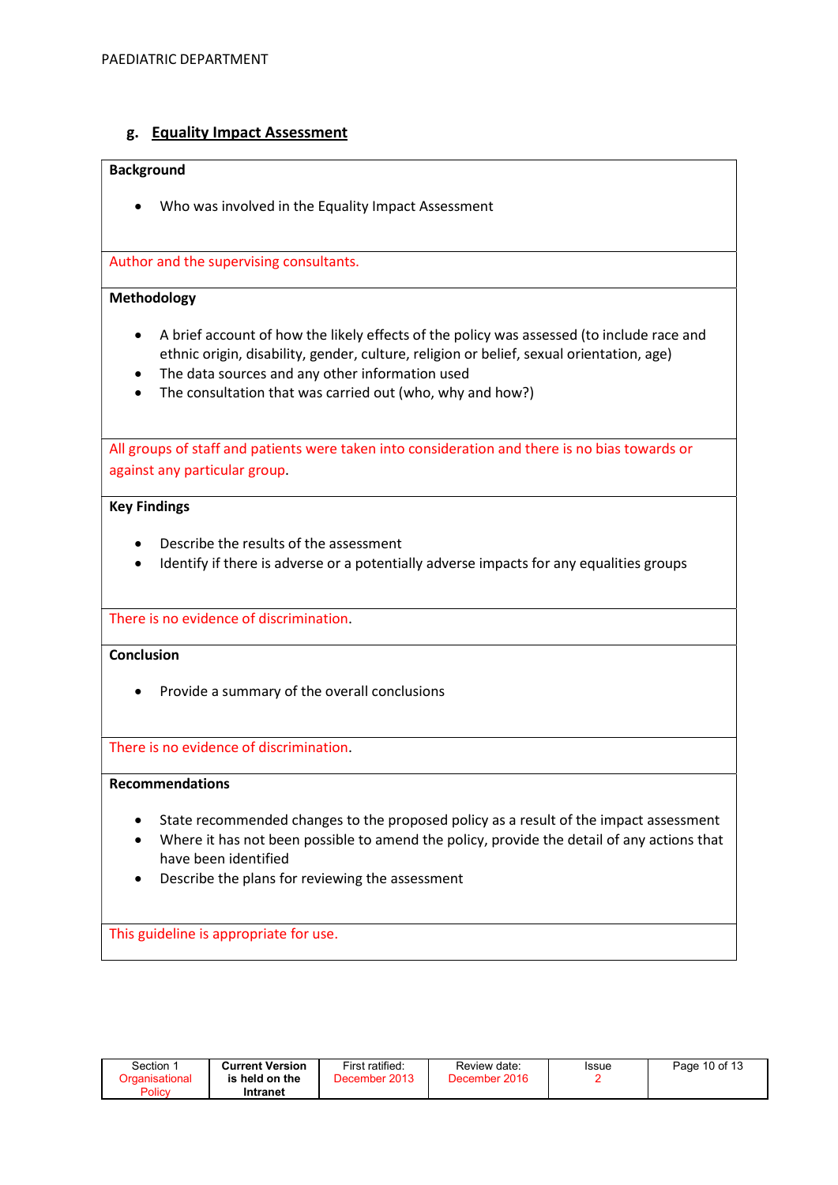### g. Equality Impact Assessment

| **Background**<br><br>• Who was involved in the Equality Impact Assessment |
|---|
| Author and the supervising consultants. |
| **Methodology**<br><br>• A brief account of how the likely effects of the policy was assessed (to include race and ethnic origin, disability, gender, culture, religion or belief, sexual orientation, age)<br>• The data sources and any other information used<br>• The consultation that was carried out (who, why and how?) |
| All groups of staff and patients were taken into consideration and there is no bias towards or against any particular group. |
| **Key Findings**<br><br>• Describe the results of the assessment<br>• Identify if there is adverse or a potentially adverse impacts for any equalities groups |
| There is no evidence of discrimination. |
| **Conclusion**<br><br>• Provide a summary of the overall conclusions |
| There is no evidence of discrimination. |
| **Recommendations**<br><br>• State recommended changes to the proposed policy as a result of the impact assessment<br>• Where it has not been possible to amend the policy, provide the detail of any actions that have been identified<br>• Describe the plans for reviewing the assessment |
| This guideline is appropriate for use. |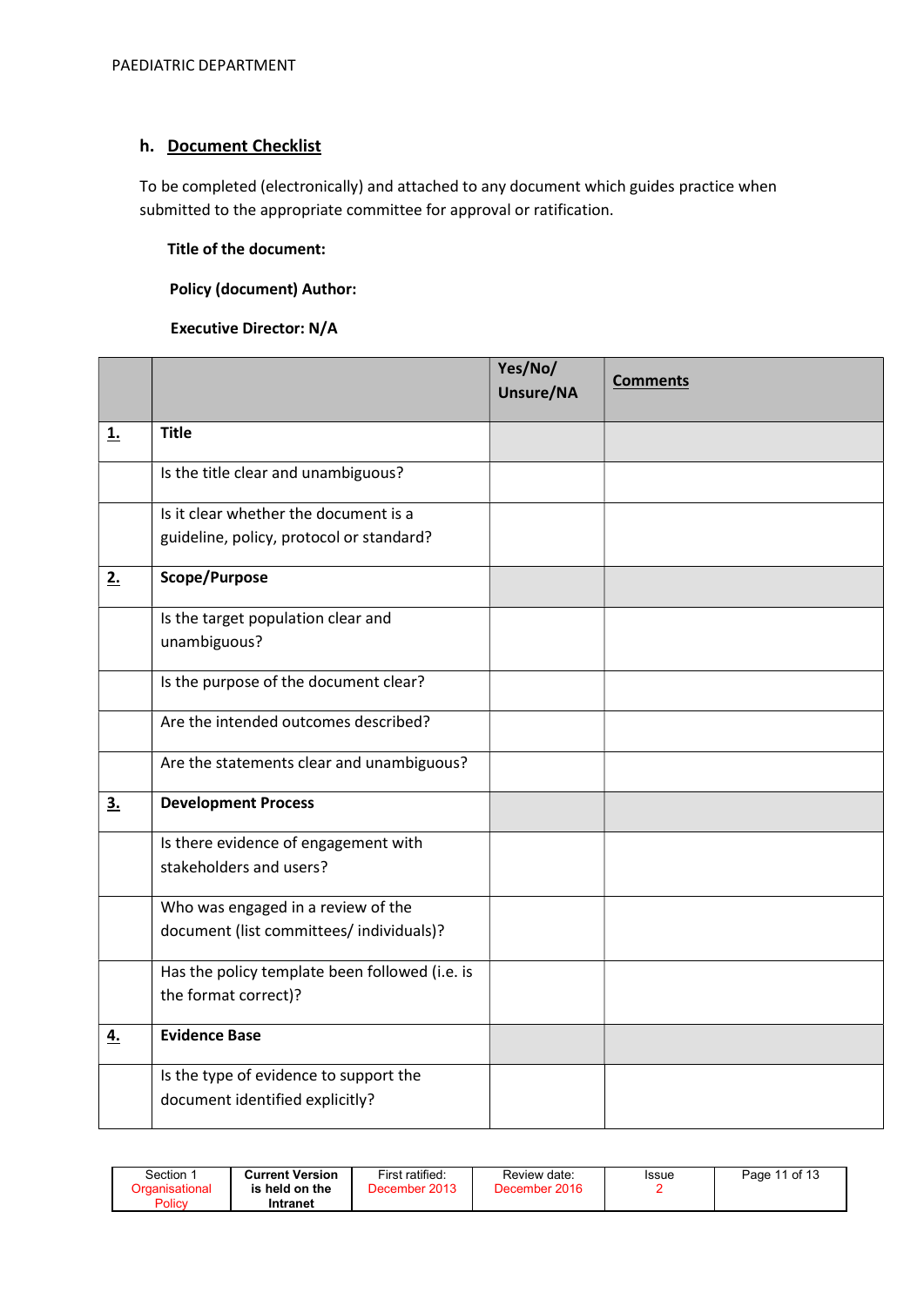## h. Document Checklist

To be completed (electronically) and attached to any document which guides practice when submitted to the appropriate committee for approval or ratification.

**Title of the document:**

**Policy (document) Author:**

**Executive Director: N/A**

| | | Yes/No/ Unsure/NA | Comments |
|---|---|---|---|
| **1.** | **Title** | | |
| | Is the title clear and unambiguous? | | |
| | Is it clear whether the document is a guideline, policy, protocol or standard? | | |
| **2.** | **Scope/Purpose** | | |
| | Is the target population clear and unambiguous? | | |
| | Is the purpose of the document clear? | | |
| | Are the intended outcomes described? | | |
| | Are the statements clear and unambiguous? | | |
| **3.** | **Development Process** | | |
| | Is there evidence of engagement with stakeholders and users? | | |
| | Who was engaged in a review of the document (list committees/ individuals)? | | |
| | Has the policy template been followed (i.e. is the format correct)? | | |
| **4.** | **Evidence Base** | | |
| | Is the type of evidence to support the document identified explicitly? | | |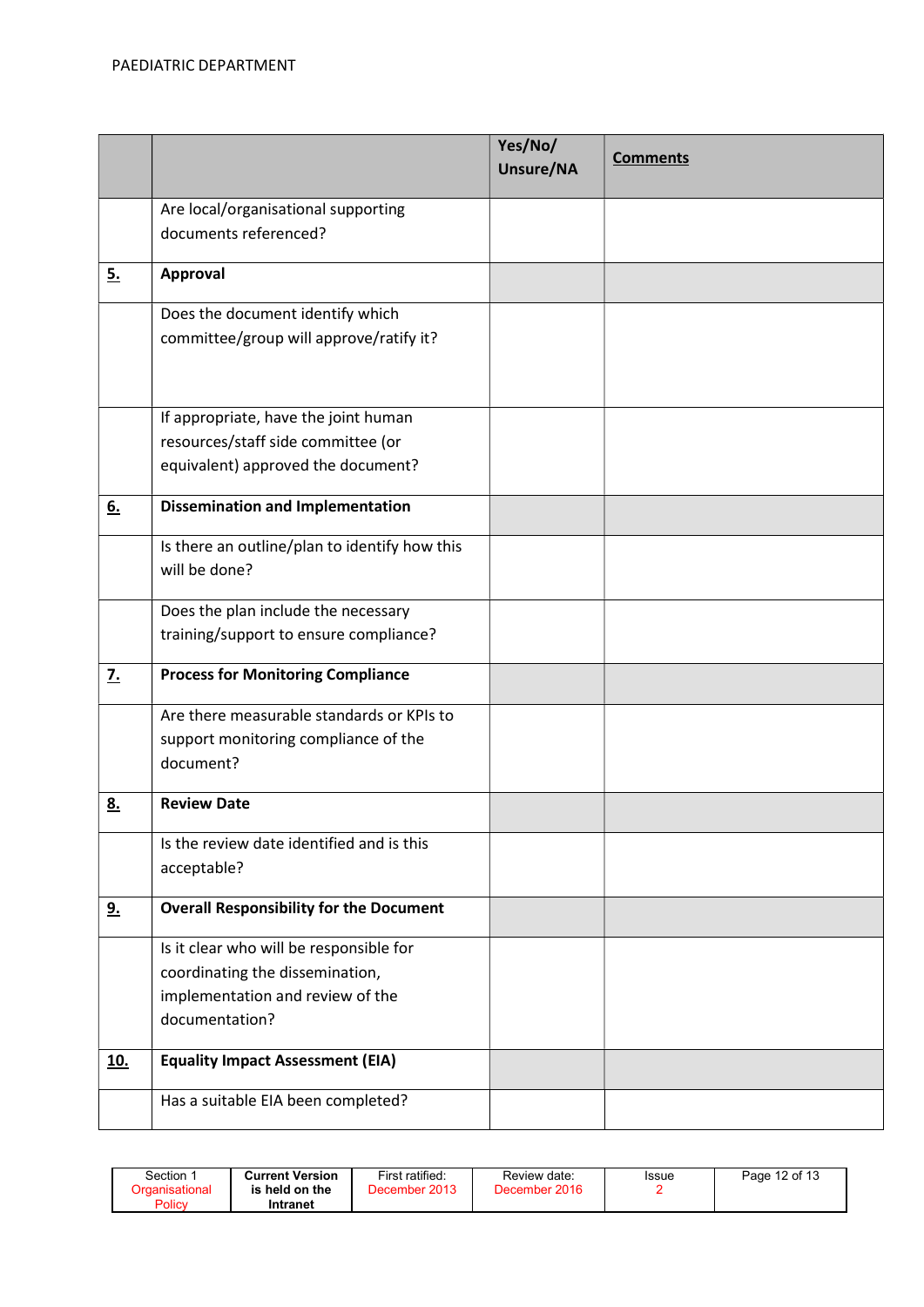| | | Yes/No/ Unsure/NA | Comments |
|---|---|---|---|
| | Are local/organisational supporting documents referenced? | | |
| **5.** | **Approval** | | |
| | Does the document identify which committee/group will approve/ratify it? | | |
| | If appropriate, have the joint human resources/staff side committee (or equivalent) approved the document? | | |
| **6.** | **Dissemination and Implementation** | | |
| | Is there an outline/plan to identify how this will be done? | | |
| | Does the plan include the necessary training/support to ensure compliance? | | |
| **7.** | **Process for Monitoring Compliance** | | |
| | Are there measurable standards or KPIs to support monitoring compliance of the document? | | |
| **8.** | **Review Date** | | |
| | Is the review date identified and is this acceptable? | | |
| **9.** | **Overall Responsibility for the Document** | | |
| | Is it clear who will be responsible for coordinating the dissemination, implementation and review of the documentation? | | |
| **10.** | **Equality Impact Assessment (EIA)** | | |
| | Has a suitable EIA been completed? | | |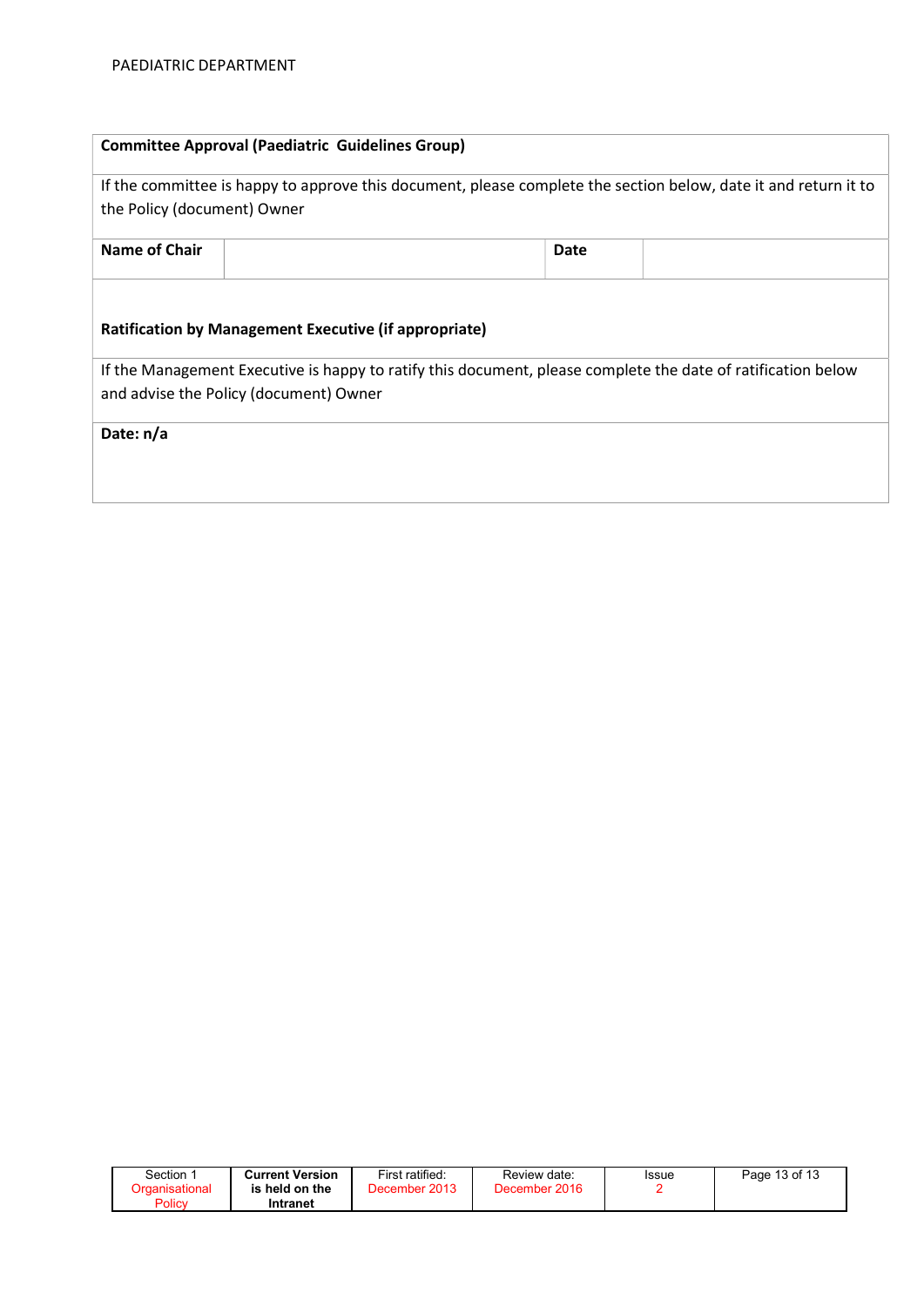| Committee Approval (Paediatric Guidelines Group) | | | |
|---|---|---|---|
| If the committee is happy to approve this document, please complete the section below, date it and return it to the Policy (document) Owner | | | |
| **Name of Chair** | | **Date** | |

| Ratification by Management Executive (if appropriate) |
|---|
| If the Management Executive is happy to ratify this document, please complete the date of ratification below and advise the Policy (document) Owner |
| **Date: n/a** |